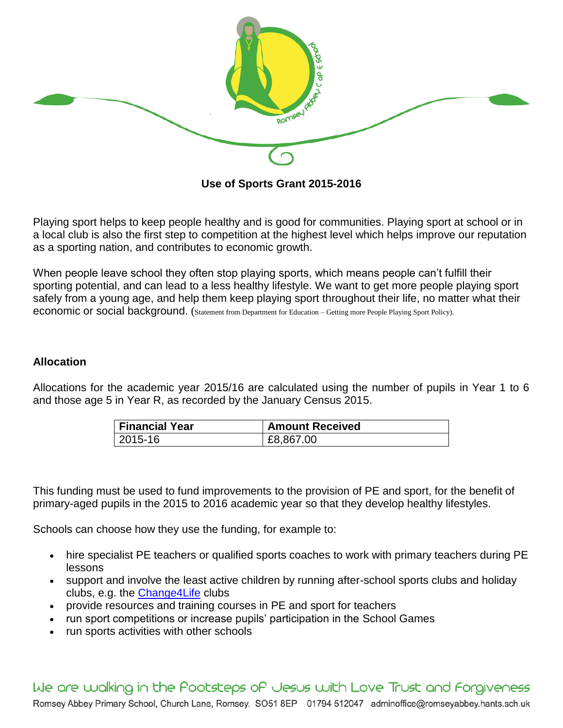# Use of Sports Grant 2015-2016

Playing sport helps to keep people healthy and is good for communities. Playing sport at school or in a local club is also the first step to competition at the highest level which helps improve our reputation as a sporting nation, and contributes to economic growth.

When people leave school they often stop playing sports, which means people can't fulfill their sporting potential, and can lead to a less healthy lifestyle. We want to get more people playing sport safely from a young age, and help them keep playing sport throughout their life, no matter what their economic or social background. (Statement from Department for Education – Getting more People Playing Sport Policy).

## Allocation

Allocations for the academic year 2015/16 are calculated using the number of pupils in Year 1 to 6 and those age 5 in Year R, as recorded by the January Census 2015.

| Financial Year | Amount Received |
|---|---|
| 2015-16 | £8,867.00 |

This funding must be used to fund improvements to the provision of PE and sport, for the benefit of primary-aged pupils in the 2015 to 2016 academic year so that they develop healthy lifestyles.

Schools can choose how they use the funding, for example to:

- hire specialist PE teachers or qualified sports coaches to work with primary teachers during PE lessons
- support and involve the least active children by running after-school sports clubs and holiday clubs, e.g. the Change4Life clubs
- provide resources and training courses in PE and sport for teachers
- run sport competitions or increase pupils' participation in the School Games
- run sports activities with other schools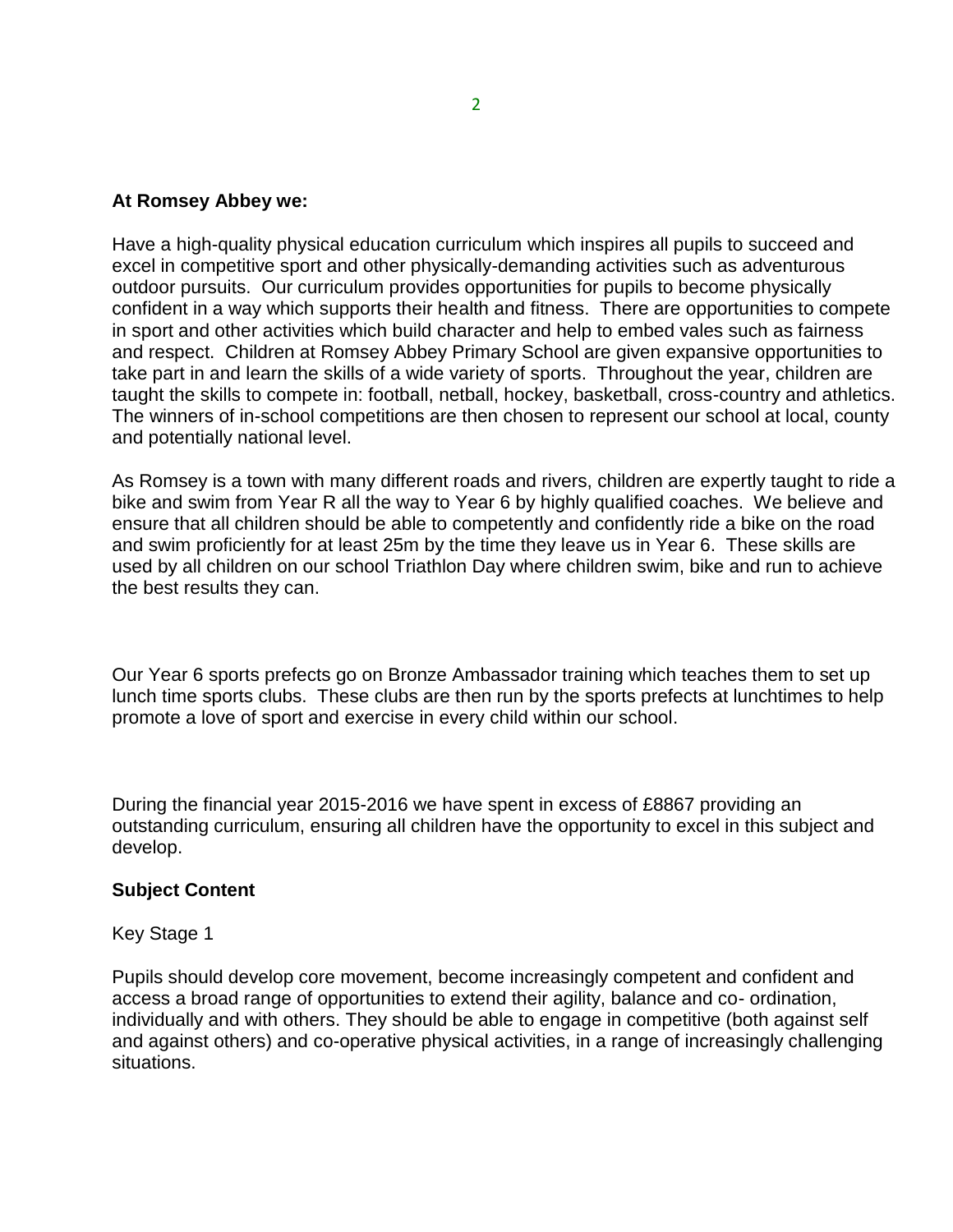**At Romsey Abbey we:**

Have a high-quality physical education curriculum which inspires all pupils to succeed and excel in competitive sport and other physically-demanding activities such as adventurous outdoor pursuits. Our curriculum provides opportunities for pupils to become physically confident in a way which supports their health and fitness. There are opportunities to compete in sport and other activities which build character and help to embed vales such as fairness and respect. Children at Romsey Abbey Primary School are given expansive opportunities to take part in and learn the skills of a wide variety of sports. Throughout the year, children are taught the skills to compete in: football, netball, hockey, basketball, cross-country and athletics. The winners of in-school competitions are then chosen to represent our school at local, county and potentially national level.

As Romsey is a town with many different roads and rivers, children are expertly taught to ride a bike and swim from Year R all the way to Year 6 by highly qualified coaches. We believe and ensure that all children should be able to competently and confidently ride a bike on the road and swim proficiently for at least 25m by the time they leave us in Year 6. These skills are used by all children on our school Triathlon Day where children swim, bike and run to achieve the best results they can.

Our Year 6 sports prefects go on Bronze Ambassador training which teaches them to set up lunch time sports clubs. These clubs are then run by the sports prefects at lunchtimes to help promote a love of sport and exercise in every child within our school.

During the financial year 2015-2016 we have spent in excess of £8867 providing an outstanding curriculum, ensuring all children have the opportunity to excel in this subject and develop.

**Subject Content**

Key Stage 1

Pupils should develop core movement, become increasingly competent and confident and access a broad range of opportunities to extend their agility, balance and co- ordination, individually and with others. They should be able to engage in competitive (both against self and against others) and co-operative physical activities, in a range of increasingly challenging situations.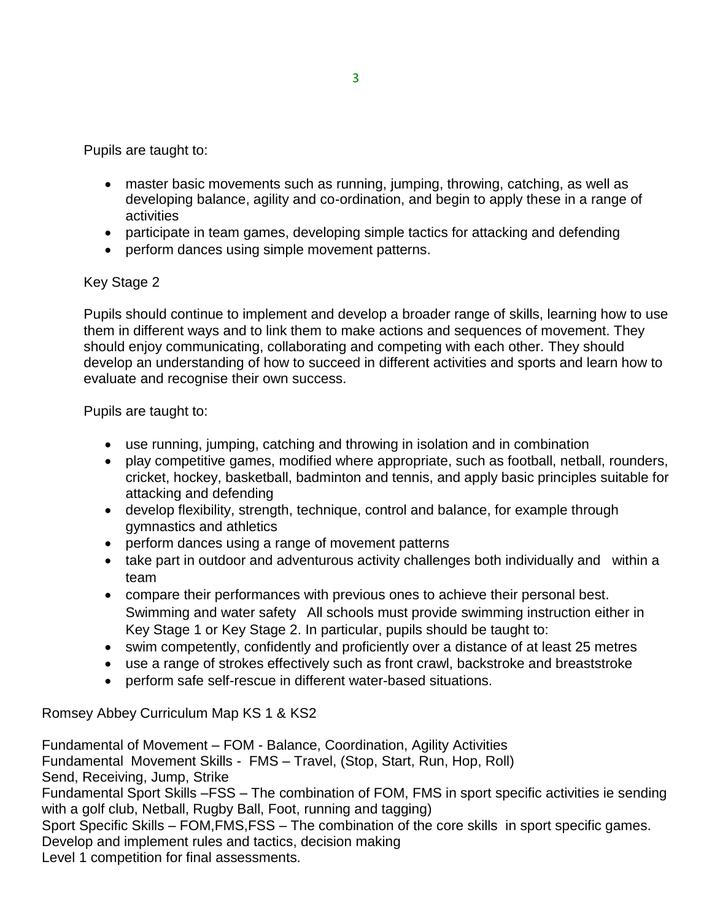Pupils are taught to:

- master basic movements such as running, jumping, throwing, catching, as well as developing balance, agility and co-ordination, and begin to apply these in a range of activities
- participate in team games, developing simple tactics for attacking and defending
- perform dances using simple movement patterns.

Key Stage 2

Pupils should continue to implement and develop a broader range of skills, learning how to use them in different ways and to link them to make actions and sequences of movement. They should enjoy communicating, collaborating and competing with each other. They should develop an understanding of how to succeed in different activities and sports and learn how to evaluate and recognise their own success.

Pupils are taught to:

- use running, jumping, catching and throwing in isolation and in combination
- play competitive games, modified where appropriate, such as football, netball, rounders, cricket, hockey, basketball, badminton and tennis, and apply basic principles suitable for attacking and defending
- develop flexibility, strength, technique, control and balance, for example through gymnastics and athletics
- perform dances using a range of movement patterns
- take part in outdoor and adventurous activity challenges both individually and within a team
- compare their performances with previous ones to achieve their personal best. Swimming and water safety All schools must provide swimming instruction either in Key Stage 1 or Key Stage 2. In particular, pupils should be taught to:
- swim competently, confidently and proficiently over a distance of at least 25 metres
- use a range of strokes effectively such as front crawl, backstroke and breaststroke
- perform safe self-rescue in different water-based situations.

Romsey Abbey Curriculum Map KS 1 & KS2

Fundamental of Movement – FOM - Balance, Coordination, Agility Activities
Fundamental Movement Skills - FMS – Travel, (Stop, Start, Run, Hop, Roll)
Send, Receiving, Jump, Strike
Fundamental Sport Skills –FSS – The combination of FOM, FMS in sport specific activities ie sending with a golf club, Netball, Rugby Ball, Foot, running and tagging)
Sport Specific Skills – FOM,FMS,FSS – The combination of the core skills in sport specific games. Develop and implement rules and tactics, decision making
Level 1 competition for final assessments.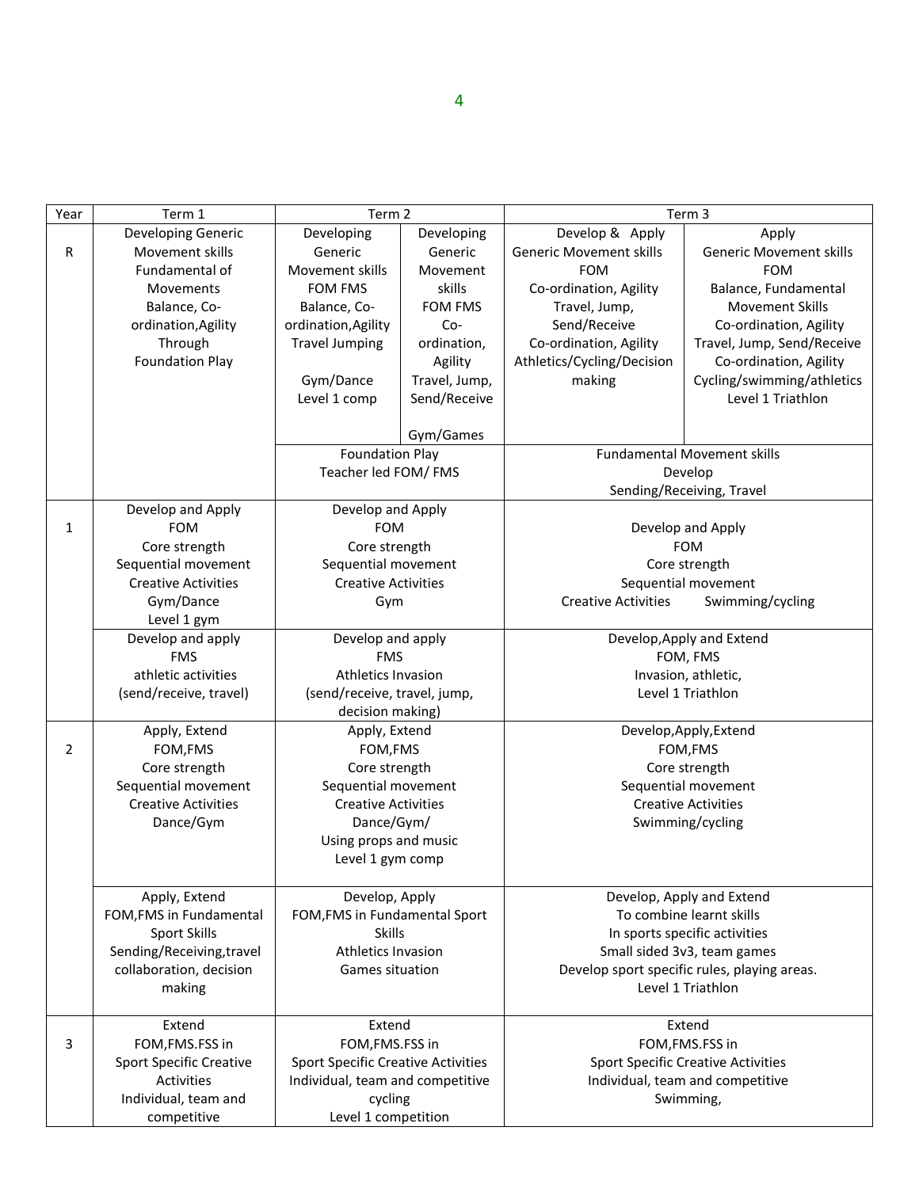| Year | Term 1 | Term 2 | | Term 3 | |
|---|---|---|---|---|---|
| R | Developing Generic Movement skills Fundamental of Movements Balance, Co-ordination,Agility Through Foundation Play | Developing Generic Movement skills FOM FMS Balance, Co-ordination,Agility Travel Jumping<br><br>Gym/Dance Level 1 comp | Developing Generic Movement skills FOM FMS Co-ordination, Agility Travel, Jump, Send/Receive<br><br>Gym/Games | Develop & Apply Generic Movement skills FOM Co-ordination, Agility Travel, Jump, Send/Receive Co-ordination, Agility Athletics/Cycling/Decision making | Apply Generic Movement skills FOM Balance, Fundamental Movement Skills Co-ordination, Agility Travel, Jump, Send/Receive Co-ordination, Agility Cycling/swimming/athletics Level 1 Triathlon |
| | | Foundation Play Teacher led FOM/ FMS | | Fundamental Movement skills Develop Sending/Receiving, Travel | |
| 1 | Develop and Apply FOM Core strength Sequential movement Creative Activities Gym/Dance Level 1 gym | Develop and Apply FOM Core strength Sequential movement Creative Activities Gym | | Develop and Apply FOM Core strength Sequential movement Creative Activities Swimming/cycling | |
| | Develop and apply FMS athletic activities (send/receive, travel) | Develop and apply FMS Athletics Invasion (send/receive, travel, jump, decision making) | | Develop,Apply and Extend FOM, FMS Invasion, athletic, Level 1 Triathlon | |
| 2 | Apply, Extend FOM,FMS Core strength Sequential movement Creative Activities Dance/Gym | Apply, Extend FOM,FMS Core strength Sequential movement Creative Activities Dance/Gym/ Using props and music Level 1 gym comp | | Develop,Apply,Extend FOM,FMS Core strength Sequential movement Creative Activities Swimming/cycling | |
| | Apply, Extend FOM,FMS in Fundamental Sport Skills Sending/Receiving,travel collaboration, decision making | Develop, Apply FOM,FMS in Fundamental Sport Skills Athletics Invasion Games situation | | Develop, Apply and Extend To combine learnt skills In sports specific activities Small sided 3v3, team games Develop sport specific rules, playing areas. Level 1 Triathlon | |
| 3 | Extend FOM,FMS.FSS in Sport Specific Creative Activities Individual, team and competitive | Extend FOM,FMS.FSS in Sport Specific Creative Activities Individual, team and competitive cycling Level 1 competition | | Extend FOM,FMS.FSS in Sport Specific Creative Activities Individual, team and competitive Swimming, | |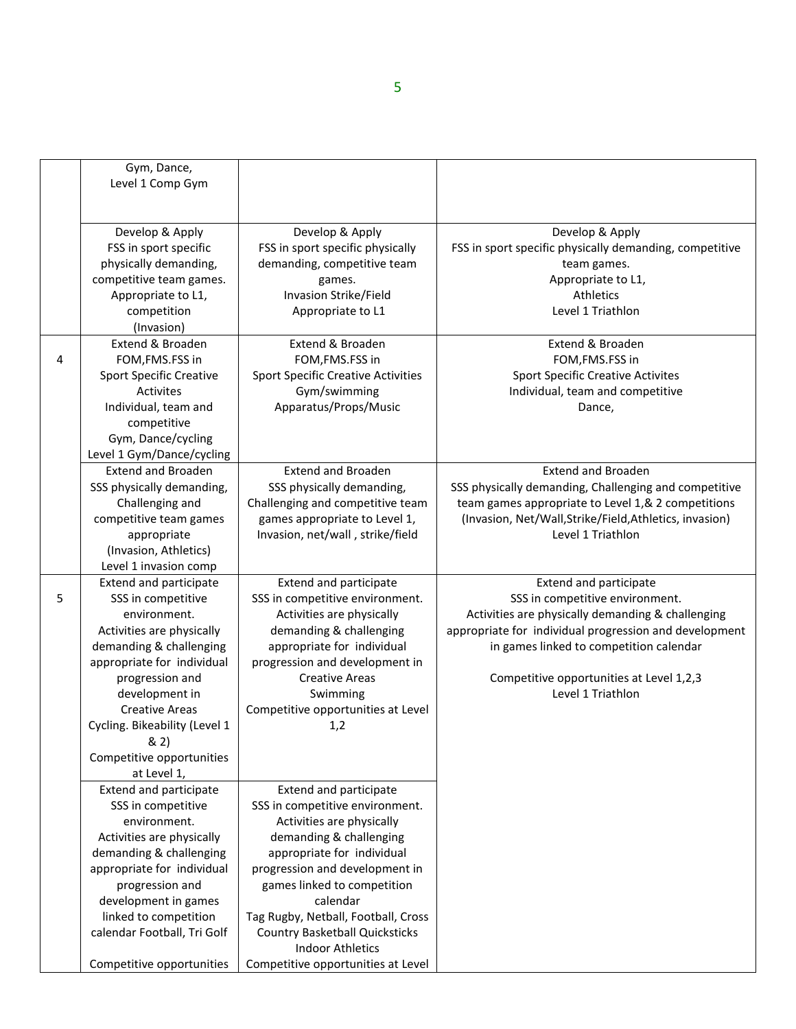| | | | |
|---|---|---|---|
| | Gym, Dance, Level 1 Comp Gym | | |
| | Develop & Apply FSS in sport specific physically demanding, competitive team games. Appropriate to L1, competition (Invasion) | Develop & Apply FSS in sport specific physically demanding, competitive team games. Invasion Strike/Field Appropriate to L1 | Develop & Apply FSS in sport specific physically demanding, competitive team games. Appropriate to L1, Athletics Level 1 Triathlon |
| 4 | Extend & Broaden FOM,FMS.FSS in Sport Specific Creative Activites Individual, team and competitive Gym, Dance/cycling Level 1 Gym/Dance/cycling | Extend & Broaden FOM,FMS.FSS in Sport Specific Creative Activities Gym/swimming Apparatus/Props/Music | Extend & Broaden FOM,FMS.FSS in Sport Specific Creative Activites Individual, team and competitive Dance, |
| | Extend and Broaden SSS physically demanding, Challenging and competitive team games appropriate (Invasion, Athletics) Level 1 invasion comp | Extend and Broaden SSS physically demanding, Challenging and competitive team games appropriate to Level 1, Invasion, net/wall , strike/field | Extend and Broaden SSS physically demanding, Challenging and competitive team games appropriate to Level 1,& 2 competitions (Invasion, Net/Wall,Strike/Field,Athletics, invasion) Level 1 Triathlon |
| 5 | Extend and participate SSS in competitive environment. Activities are physically demanding & challenging appropriate for individual progression and development in Creative Areas Cycling. Bikeability (Level 1 & 2) Competitive opportunities at Level 1, | Extend and participate SSS in competitive environment. Activities are physically demanding & challenging appropriate for individual progression and development in Creative Areas Swimming Competitive opportunities at Level 1,2 | Extend and participate SSS in competitive environment. Activities are physically demanding & challenging appropriate for individual progression and development in games linked to competition calendar<br><br>Competitive opportunities at Level 1,2,3 Level 1 Triathlon |
| | Extend and participate SSS in competitive environment. Activities are physically demanding & challenging appropriate for individual progression and development in games linked to competition calendar Football, Tri Golf<br><br>Competitive opportunities | Extend and participate SSS in competitive environment. Activities are physically demanding & challenging appropriate for individual progression and development in games linked to competition calendar Tag Rugby, Netball, Football, Cross Country Basketball Quicksticks Indoor Athletics Competitive opportunities at Level | |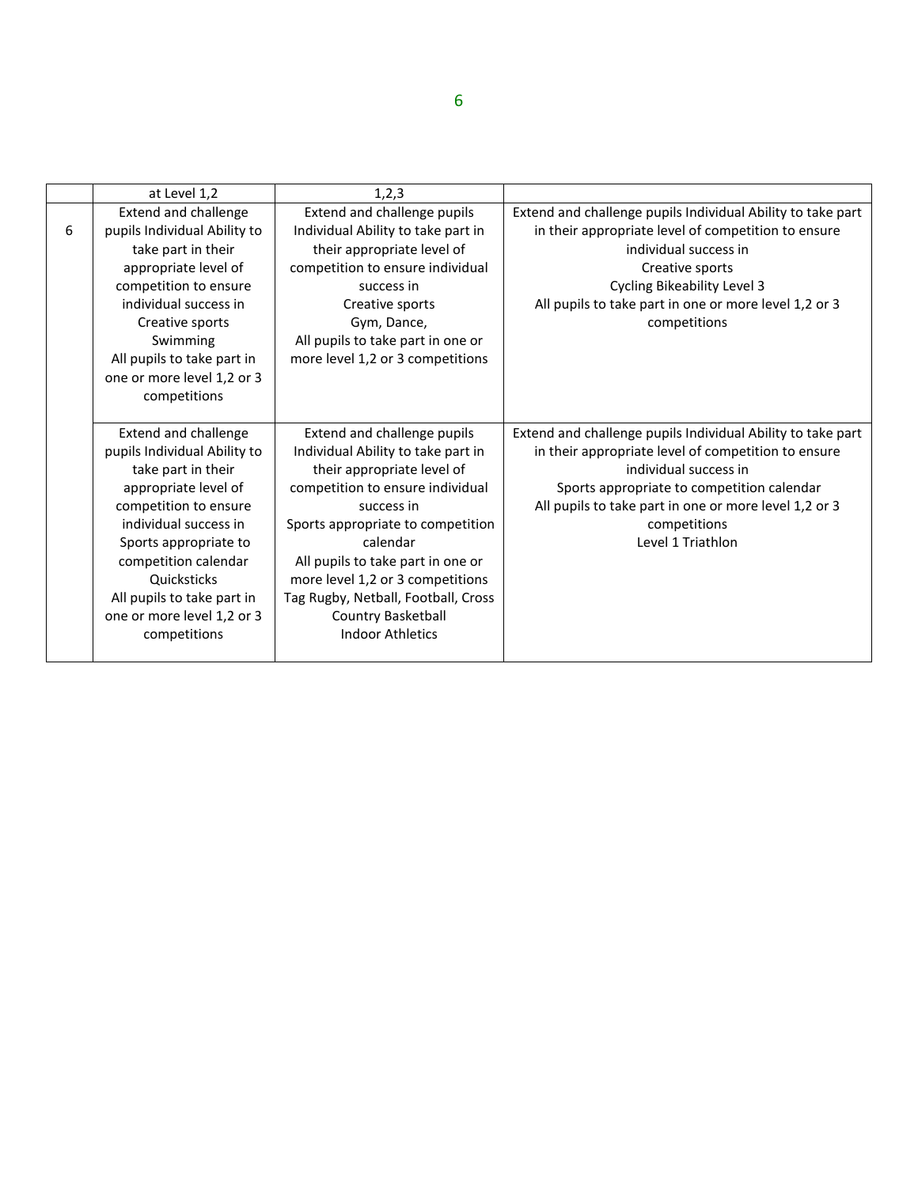| | | | |
|---|---|---|---|
| | at Level 1,2 | 1,2,3 | |
| 6 | Extend and challenge pupils Individual Ability to take part in their appropriate level of competition to ensure individual success in Creative sports Swimming All pupils to take part in one or more level 1,2 or 3 competitions | Extend and challenge pupils Individual Ability to take part in their appropriate level of competition to ensure individual success in Creative sports Gym, Dance, All pupils to take part in one or more level 1,2 or 3 competitions | Extend and challenge pupils Individual Ability to take part in their appropriate level of competition to ensure individual success in Creative sports Cycling Bikeability Level 3 All pupils to take part in one or more level 1,2 or 3 competitions |
| | Extend and challenge pupils Individual Ability to take part in their appropriate level of competition to ensure individual success in Sports appropriate to competition calendar Quicksticks All pupils to take part in one or more level 1,2 or 3 competitions | Extend and challenge pupils Individual Ability to take part in their appropriate level of competition to ensure individual success in Sports appropriate to competition calendar All pupils to take part in one or more level 1,2 or 3 competitions Tag Rugby, Netball, Football, Cross Country Basketball Indoor Athletics | Extend and challenge pupils Individual Ability to take part in their appropriate level of competition to ensure individual success in Sports appropriate to competition calendar All pupils to take part in one or more level 1,2 or 3 competitions Level 1 Triathlon |